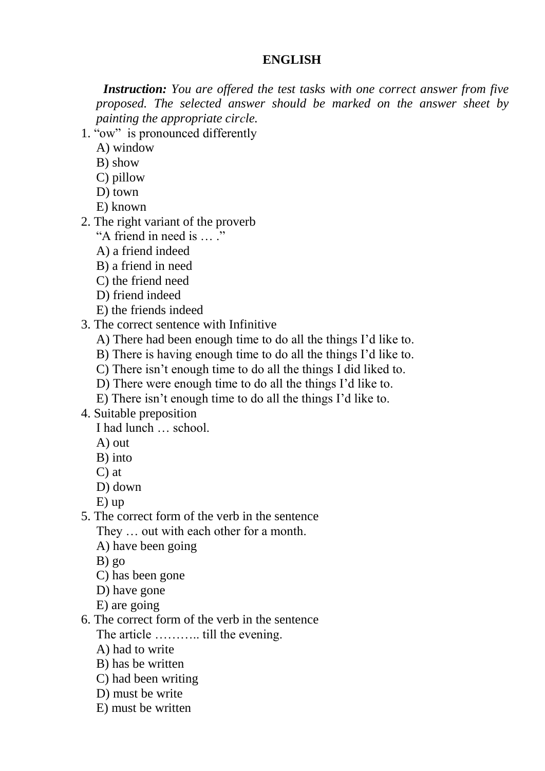# ENGLISH

***Instruction:*** *You are offered the test tasks with one correct answer from five proposed. The selected answer should be marked on the answer sheet by painting the appropriate circle.*

1. "ow" is pronounced differently
   A) window
   B) show
   C) pillow
   D) town
   E) known
2. The right variant of the proverb
   "A friend in need is … ."
   A) a friend indeed
   B) a friend in need
   C) the friend need
   D) friend indeed
   E) the friends indeed
3. The correct sentence with Infinitive
   A) There had been enough time to do all the things I'd like to.
   B) There is having enough time to do all the things I'd like to.
   C) There isn't enough time to do all the things I did liked to.
   D) There were enough time to do all the things I'd like to.
   E) There isn't enough time to do all the things I'd like to.
4. Suitable preposition
   I had lunch … school.
   A) out
   B) into
   C) at
   D) down
   E) up
5. The correct form of the verb in the sentence
   They … out with each other for a month.
   A) have been going
   B) go
   C) has been gone
   D) have gone
   E) are going
6. The correct form of the verb in the sentence
   The article ……….. till the evening.
   A) had to write
   B) has be written
   C) had been writing
   D) must be write
   E) must be written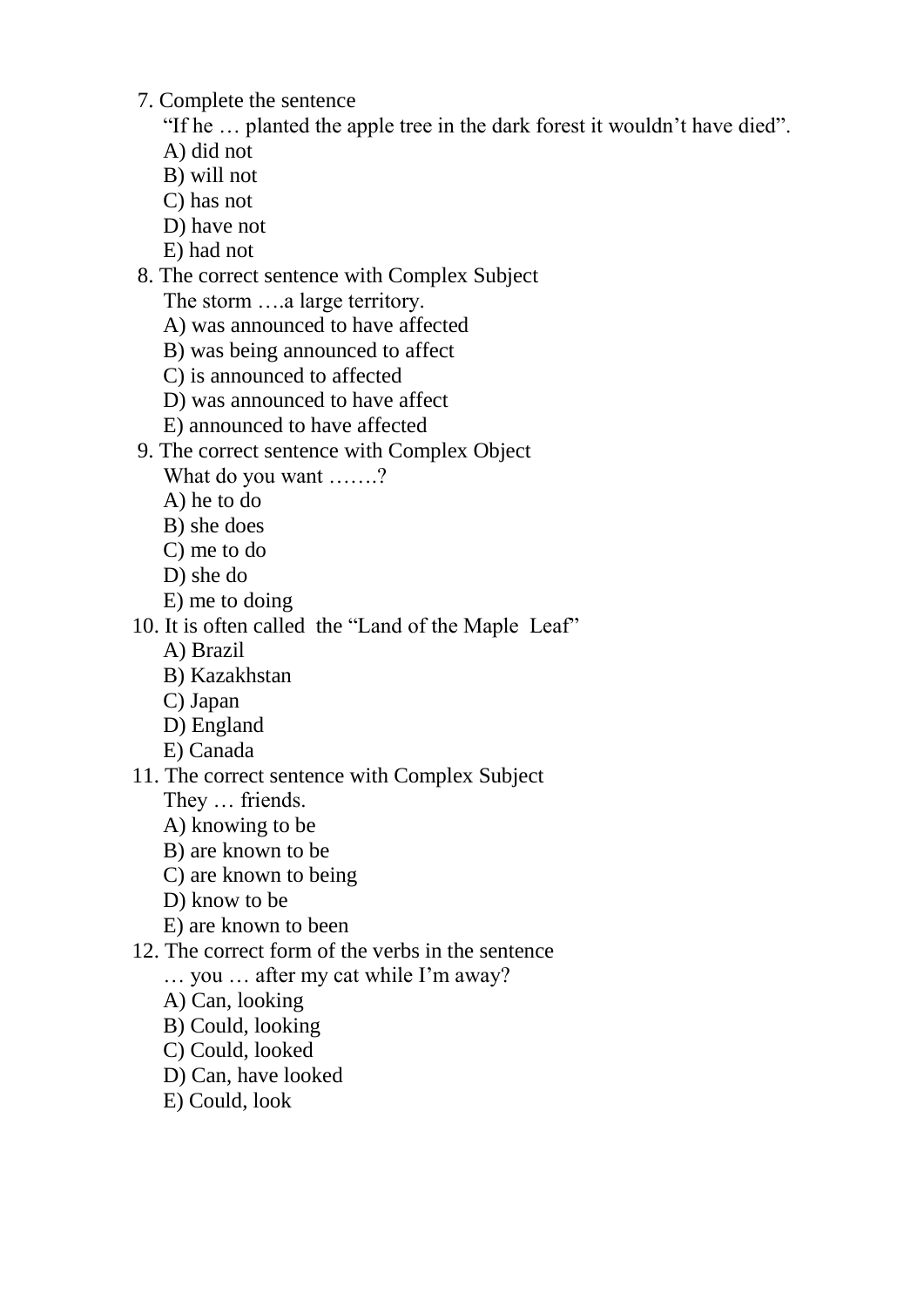7. Complete the sentence
   "If he … planted the apple tree in the dark forest it wouldn't have died".
   A) did not
   B) will not
   C) has not
   D) have not
   E) had not
8. The correct sentence with Complex Subject
   The storm ….a large territory.
   A) was announced to have affected
   B) was being announced to affect
   C) is announced to affected
   D) was announced to have affect
   E) announced to have affected
9. The correct sentence with Complex Object
   What do you want …….?
   A) he to do
   B) she does
   C) me to do
   D) she do
   E) me to doing
10. It is often called the "Land of the Maple Leaf"
    A) Brazil
    B) Kazakhstan
    C) Japan
    D) England
    E) Canada
11. The correct sentence with Complex Subject
    They … friends.
    A) knowing to be
    B) are known to be
    C) are known to being
    D) know to be
    E) are known to been
12. The correct form of the verbs in the sentence
    … you … after my cat while I'm away?
    A) Can, looking
    B) Could, looking
    C) Could, looked
    D) Can, have looked
    E) Could, look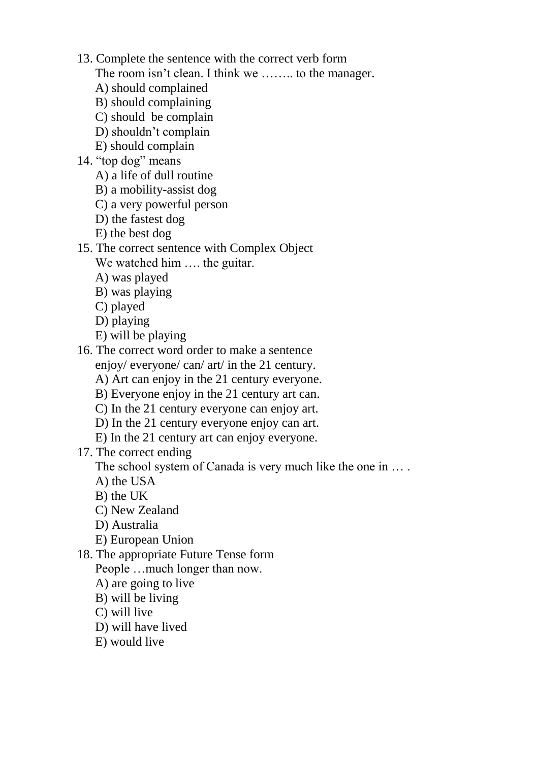13. Complete the sentence with the correct verb form

    The room isn't clean. I think we …….. to the manager.

    A) should complained
    B) should complaining
    C) should  be complain
    D) shouldn't complain
    E) should complain

14. "top dog" means

    A) a life of dull routine
    B) a mobility-assist dog
    C) a very powerful person
    D) the fastest dog
    E) the best dog

15. The correct sentence with Complex Object

    We watched him …. the guitar.

    A) was played
    B) was playing
    C) played
    D) playing
    E) will be playing

16. The correct word order to make a sentence

    enjoy/ everyone/ can/ art/ in the 21 century.

    A) Art can enjoy in the 21 century everyone.
    B) Everyone enjoy in the 21 century art can.
    C) In the 21 century everyone can enjoy art.
    D) In the 21 century everyone enjoy can art.
    E) In the 21 century art can enjoy everyone.

17. The correct ending

    The school system of Canada is very much like the one in … .

    A) the USA
    B) the UK
    C) New Zealand
    D) Australia
    E) European Union

18. The appropriate Future Tense form

    People …much longer than now.

    A) are going to live
    B) will be living
    C) will live
    D) will have lived
    E) would live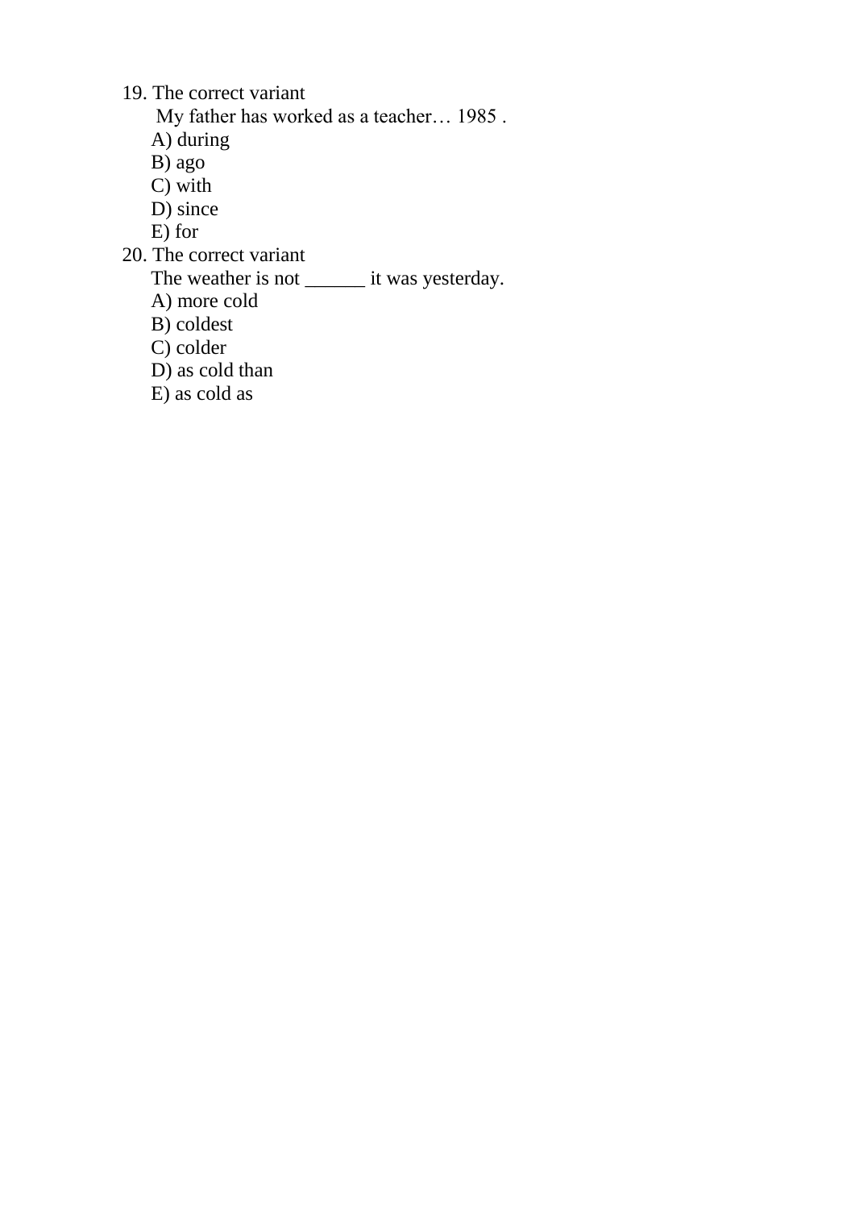19. The correct variant

    My father has worked as a teacher… 1985 .

    A) during
    B) ago
    C) with
    D) since
    E) for

20. The correct variant

    The weather is not ______ it was yesterday.

    A) more cold
    B) coldest
    C) colder
    D) as cold than
    E) as cold as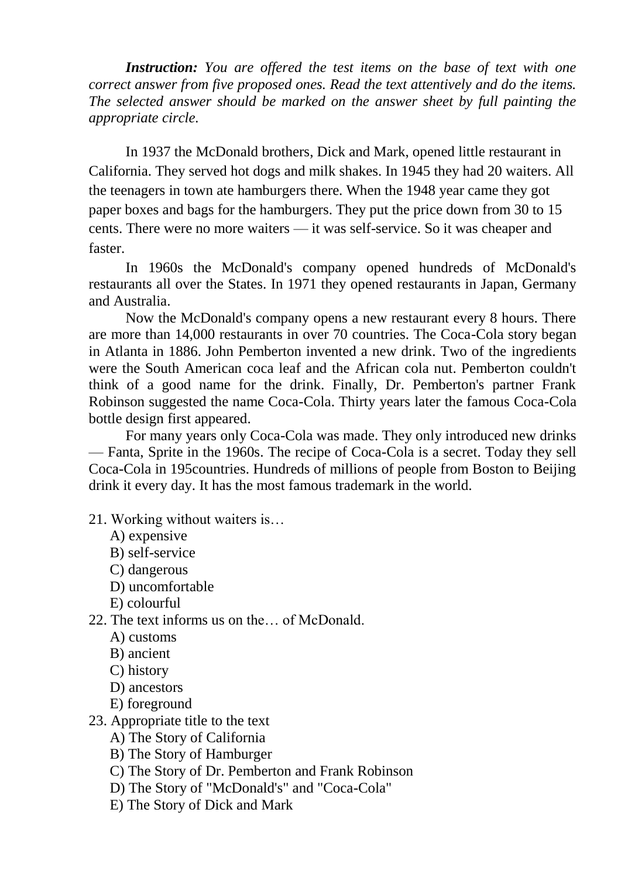***Instruction:*** *You are offered the test items on the base of text with one correct answer from five proposed ones. Read the text attentively and do the items. The selected answer should be marked on the answer sheet by full painting the appropriate circle.*

In 1937 the McDonald brothers, Dick and Mark, opened little restaurant in California. They served hot dogs and milk shakes. In 1945 they had 20 waiters. All the teenagers in town ate hamburgers there. When the 1948 year came they got paper boxes and bags for the hamburgers. They put the price down from 30 to 15 cents. There were no more waiters — it was self-service. So it was cheaper and faster.

In 1960s the McDonald's company opened hundreds of McDonald's restaurants all over the States. In 1971 they opened restaurants in Japan, Germany and Australia.

Now the McDonald's company opens a new restaurant every 8 hours. There are more than 14,000 restaurants in over 70 countries. The Coca-Cola story began in Atlanta in 1886. John Pemberton invented a new drink. Two of the ingredients were the South American coca leaf and the African cola nut. Pemberton couldn't think of a good name for the drink. Finally, Dr. Pemberton's partner Frank Robinson suggested the name Coca-Cola. Thirty years later the famous Coca-Cola bottle design first appeared.

For many years only Coca-Cola was made. They only introduced new drinks — Fanta, Sprite in the 1960s. The recipe of Coca-Cola is a secret. Today they sell Coca-Cola in 195countries. Hundreds of millions of people from Boston to Beijing drink it every day. It has the most famous trademark in the world.

21. Working without waiters is…
    A) expensive
    B) self-service
    C) dangerous
    D) uncomfortable
    E) colourful
22. The text informs us on the… of McDonald.
    A) customs
    B) ancient
    C) history
    D) ancestors
    E) foreground
23. Appropriate title to the text
    A) The Story of California
    B) The Story of Hamburger
    C) The Story of Dr. Pemberton and Frank Robinson
    D) The Story of "McDonald's" and "Coca-Cola"
    E) The Story of Dick and Mark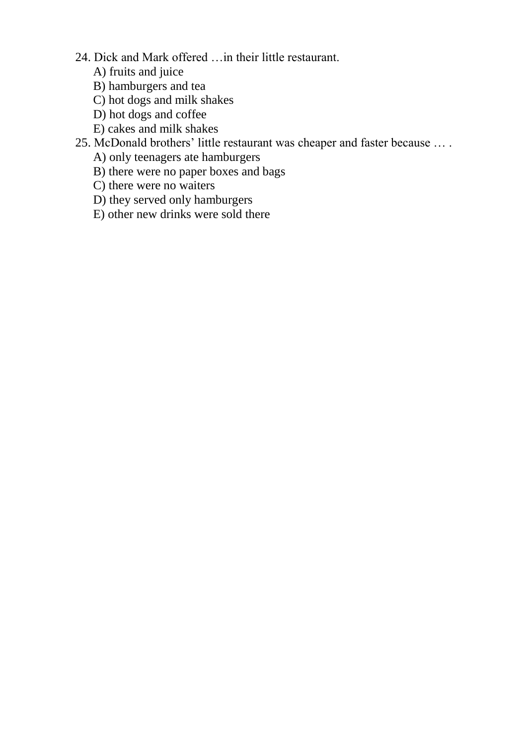24. Dick and Mark offered …in their little restaurant.

   A) fruits and juice
   B) hamburgers and tea
   C) hot dogs and milk shakes
   D) hot dogs and coffee
   E) cakes and milk shakes

25. McDonald brothers' little restaurant was cheaper and faster because … .

   A) only teenagers ate hamburgers
   B) there were no paper boxes and bags
   C) there were no waiters
   D) they served only hamburgers
   E) other new drinks were sold there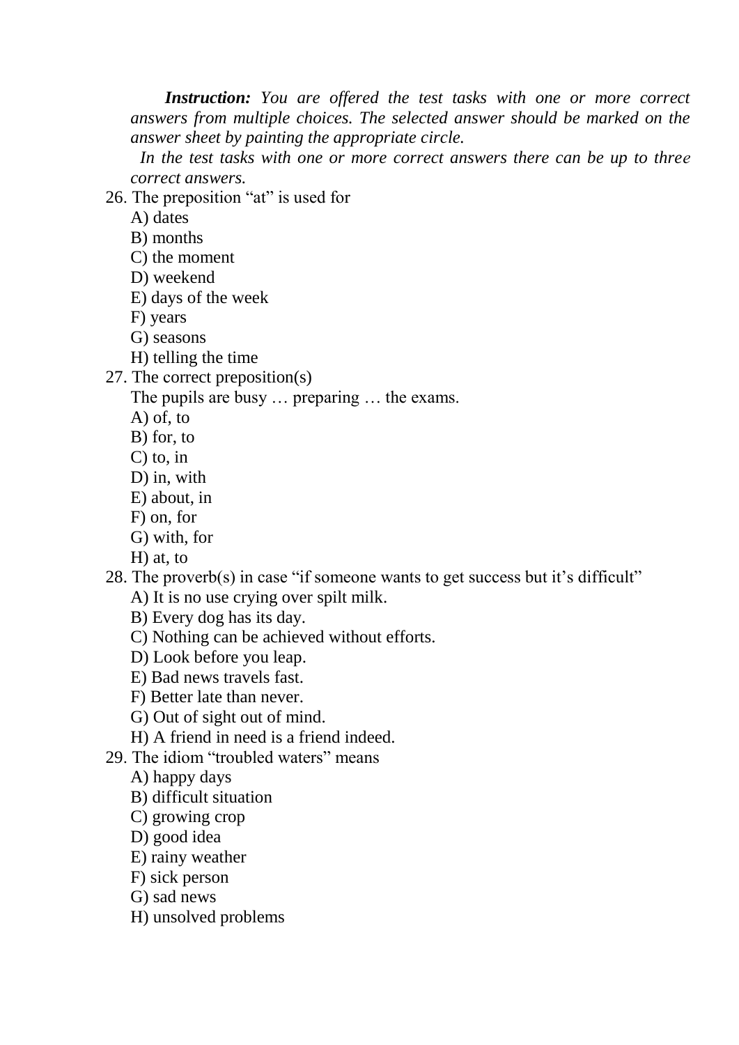***Instruction:*** *You are offered the test tasks with one or more correct answers from multiple choices. The selected answer should be marked on the answer sheet by painting the appropriate circle.*

*In the test tasks with one or more correct answers there can be up to three correct answers.*

26. The preposition “at” is used for
    A) dates
    B) months
    C) the moment
    D) weekend
    E) days of the week
    F) years
    G) seasons
    H) telling the time
27. The correct preposition(s)
    The pupils are busy … preparing … the exams.
    A) of, to
    B) for, to
    C) to, in
    D) in, with
    E) about, in
    F) on, for
    G) with, for
    H) at, to
28. The proverb(s) in case “if someone wants to get success but it’s difficult”
    A) It is no use crying over spilt milk.
    B) Every dog has its day.
    C) Nothing can be achieved without efforts.
    D) Look before you leap.
    E) Bad news travels fast.
    F) Better late than never.
    G) Out of sight out of mind.
    H) A friend in need is a friend indeed.
29. The idiom “troubled waters” means
    A) happy days
    B) difficult situation
    C) growing crop
    D) good idea
    E) rainy weather
    F) sick person
    G) sad news
    H) unsolved problems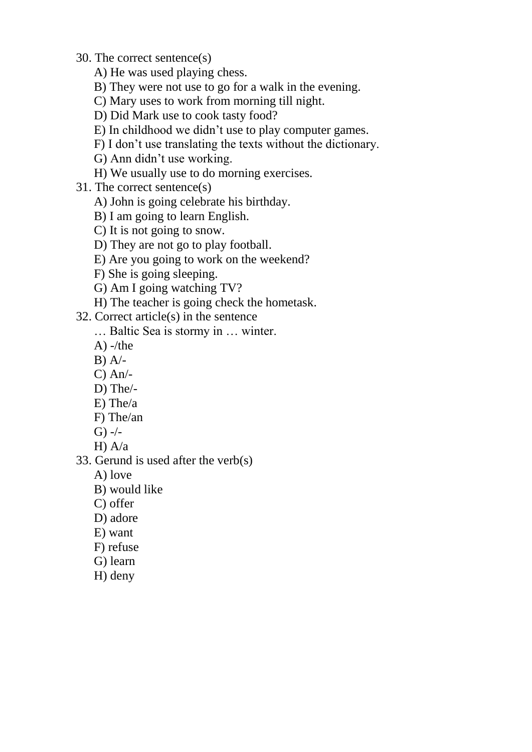30. The correct sentence(s)
    A) He was used playing chess.
    B) They were not use to go for a walk in the evening.
    C) Mary uses to work from morning till night.
    D) Did Mark use to cook tasty food?
    E) In childhood we didn’t use to play computer games.
    F) I don’t use translating the texts without the dictionary.
    G) Ann didn’t use working.
    H) We usually use to do morning exercises.
31. The correct sentence(s)
    A) John is going celebrate his birthday.
    B) I am going to learn English.
    C) It is not going to snow.
    D) They are not go to play football.
    E) Are you going to work on the weekend?
    F) She is going sleeping.
    G) Am I going watching TV?
    H) The teacher is going check the hometask.
32. Correct article(s) in the sentence
    … Baltic Sea is stormy in … winter.
    A) -/the
    B) A/-
    C) An/-
    D) The/-
    E) The/a
    F) The/an
    G) -/-
    H) A/a
33. Gerund is used after the verb(s)
    A) love
    B) would like
    C) offer
    D) adore
    E) want
    F) refuse
    G) learn
    H) deny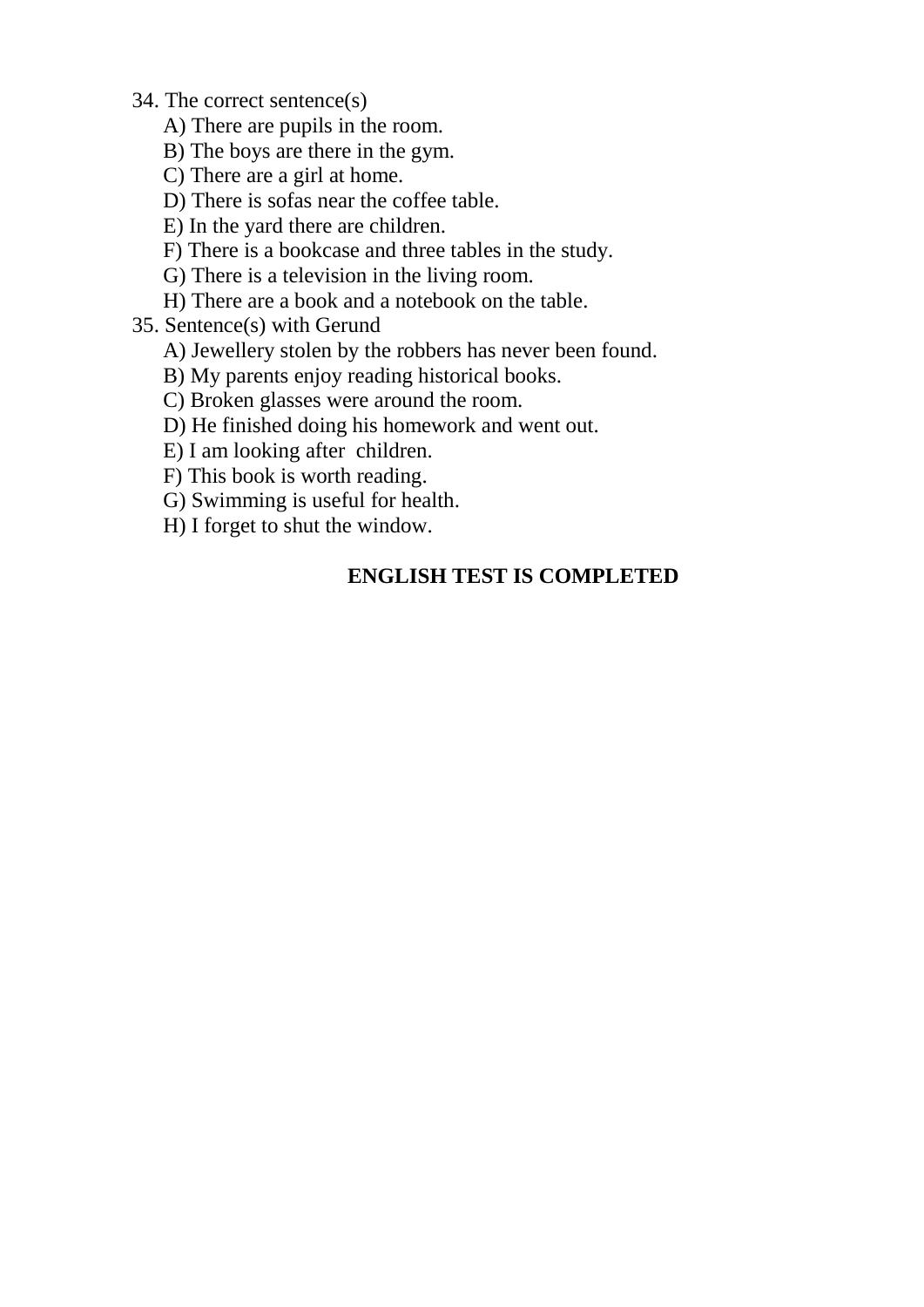34. The correct sentence(s)

A) There are pupils in the room.
B) The boys are there in the gym.
C) There are a girl at home.
D) There is sofas near the coffee table.
E) In the yard there are children.
F) There is a bookcase and three tables in the study.
G) There is a television in the living room.
H) There are a book and a notebook on the table.

35. Sentence(s) with Gerund

A) Jewellery stolen by the robbers has never been found.
B) My parents enjoy reading historical books.
C) Broken glasses were around the room.
D) He finished doing his homework and went out.
E) I am looking after  children.
F) This book is worth reading.
G) Swimming is useful for health.
H) I forget to shut the window.

**ENGLISH TEST IS COMPLETED**